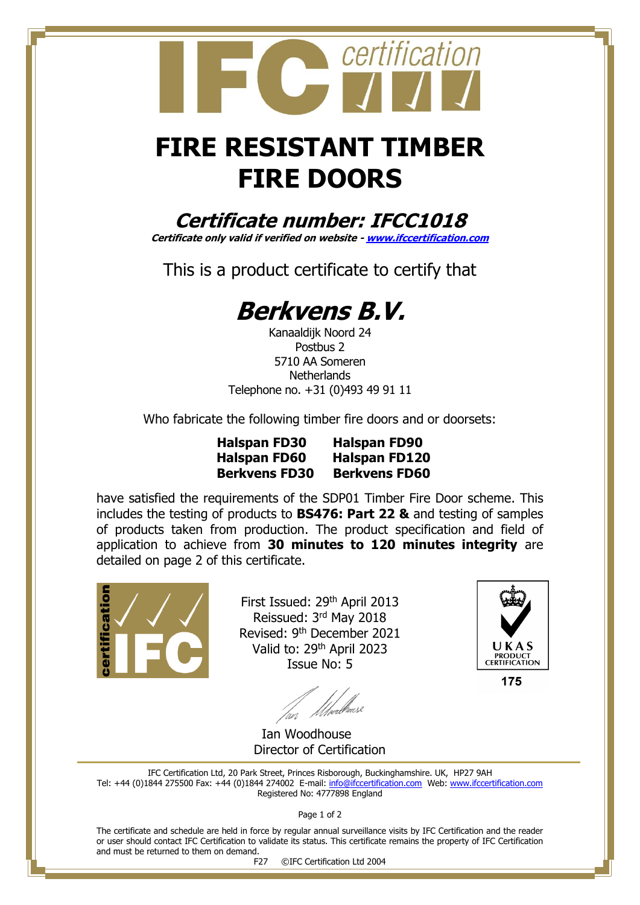# FIRE RESISTANT TIMBER FIRE DOORS

## *Certificate number: IFCC1018*

***Certificate only valid if verified on website - [www.ifccertification.com](www.ifccertification.com)***

This is a product certificate to certify that

# *Berkvens B.V.*

Kanaaldijk Noord 24
Postbus 2
5710 AA Someren
Netherlands
Telephone no. +31 (0)493 49 91 11

Who fabricate the following timber fire doors and or doorsets:

**Halspan FD30** **Halspan FD90**
**Halspan FD60** **Halspan FD120**
**Berkvens FD30** **Berkvens FD60**

have satisfied the requirements of the SDP01 Timber Fire Door scheme. This includes the testing of products to **BS476: Part 22 &** and testing of samples of products taken from production. The product specification and field of application to achieve from **30 minutes to 120 minutes integrity** are detailed on page 2 of this certificate.

First Issued: 29th April 2013
Reissued: 3rd May 2018
Revised: 9th December 2021
Valid to: 29th April 2023
Issue No: 5

UKAS PRODUCT CERTIFICATION 175

Ian Woodhouse
Director of Certification

IFC Certification Ltd, 20 Park Street, Princes Risborough, Buckinghamshire. UK, HP27 9AH
Tel: +44 (0)1844 275500 Fax: +44 (0)1844 274002 E-mail: [info@ifccertification.com](mailto:info@ifccertification.com) Web: [www.ifccertification.com](www.ifccertification.com)
Registered No: 4777898 England

The certificate and schedule are held in force by regular annual surveillance visits by IFC Certification and the reader or user should contact IFC Certification to validate its status. This certificate remains the property of IFC Certification and must be returned to them on demand.

F27 ©IFC Certification Ltd 2004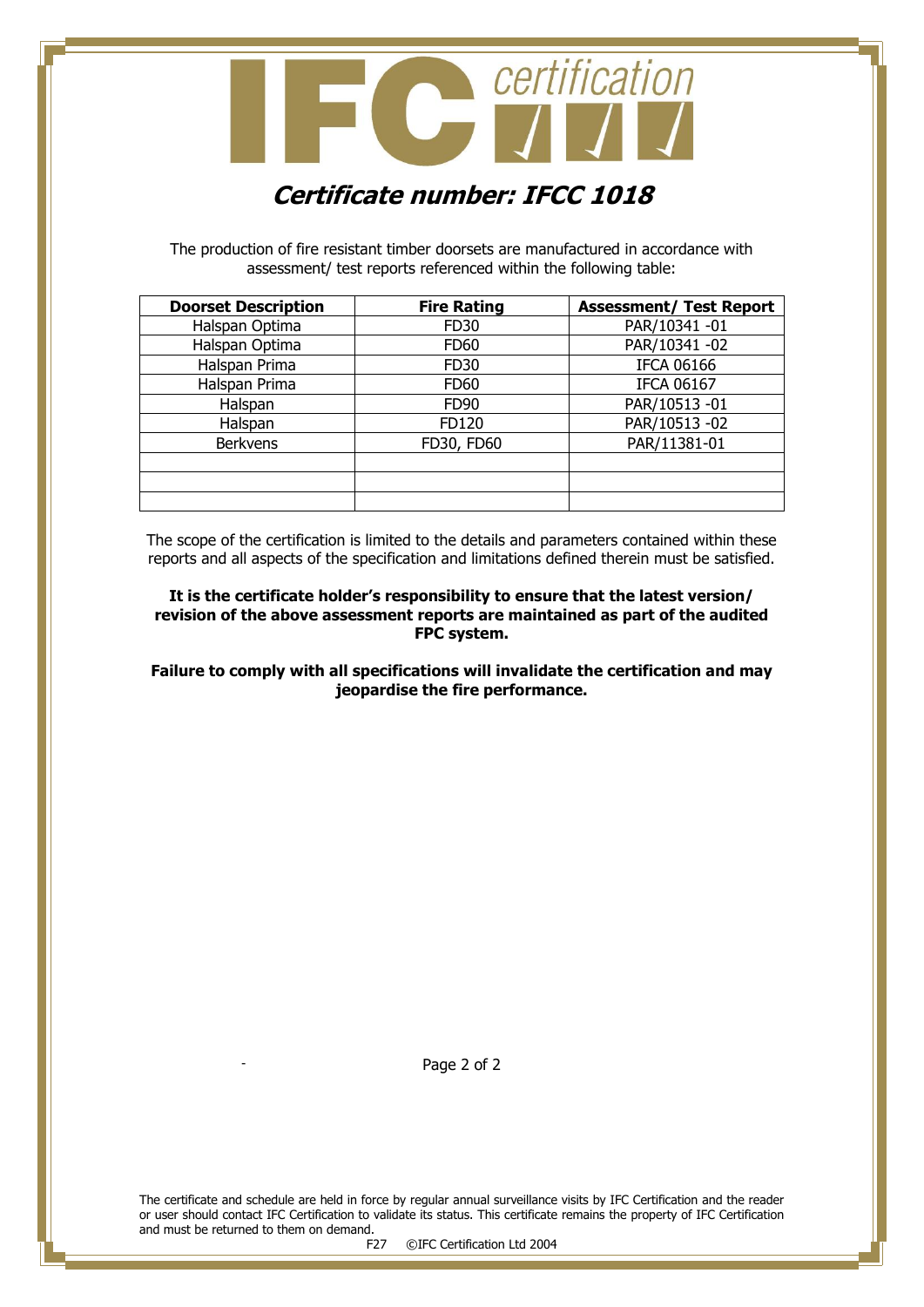# Certificate number: IFCC 1018

The production of fire resistant timber doorsets are manufactured in accordance with assessment/ test reports referenced within the following table:

| Doorset Description | Fire Rating | Assessment/ Test Report |
|---|---|---|
| Halspan Optima | FD30 | PAR/10341 -01 |
| Halspan Optima | FD60 | PAR/10341 -02 |
| Halspan Prima | FD30 | IFCA 06166 |
| Halspan Prima | FD60 | IFCA 06167 |
| Halspan | FD90 | PAR/10513 -01 |
| Halspan | FD120 | PAR/10513 -02 |
| Berkvens | FD30, FD60 | PAR/11381-01 |
| | | |
| | | |
| | | |

The scope of the certification is limited to the details and parameters contained within these reports and all aspects of the specification and limitations defined therein must be satisfied.

**It is the certificate holder's responsibility to ensure that the latest version/ revision of the above assessment reports are maintained as part of the audited FPC system.**

**Failure to comply with all specifications will invalidate the certification and may jeopardise the fire performance.**

The certificate and schedule are held in force by regular annual surveillance visits by IFC Certification and the reader or user should contact IFC Certification to validate its status. This certificate remains the property of IFC Certification and must be returned to them on demand.

F27 ©IFC Certification Ltd 2004